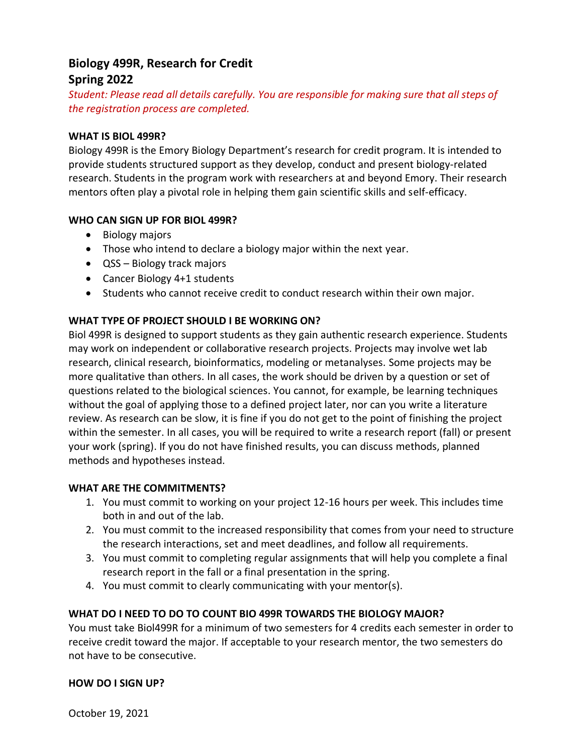# Biology 499R, Research for Credit
# Spring 2022

*Student: Please read all details carefully. You are responsible for making sure that all steps of the registration process are completed.*

**WHAT IS BIOL 499R?**

Biology 499R is the Emory Biology Department's research for credit program. It is intended to provide students structured support as they develop, conduct and present biology-related research. Students in the program work with researchers at and beyond Emory. Their research mentors often play a pivotal role in helping them gain scientific skills and self-efficacy.

**WHO CAN SIGN UP FOR BIOL 499R?**

- Biology majors
- Those who intend to declare a biology major within the next year.
- QSS – Biology track majors
- Cancer Biology 4+1 students
- Students who cannot receive credit to conduct research within their own major.

**WHAT TYPE OF PROJECT SHOULD I BE WORKING ON?**

Biol 499R is designed to support students as they gain authentic research experience. Students may work on independent or collaborative research projects. Projects may involve wet lab research, clinical research, bioinformatics, modeling or metanalyses. Some projects may be more qualitative than others. In all cases, the work should be driven by a question or set of questions related to the biological sciences. You cannot, for example, be learning techniques without the goal of applying those to a defined project later, nor can you write a literature review. As research can be slow, it is fine if you do not get to the point of finishing the project within the semester. In all cases, you will be required to write a research report (fall) or present your work (spring). If you do not have finished results, you can discuss methods, planned methods and hypotheses instead.

**WHAT ARE THE COMMITMENTS?**

1. You must commit to working on your project 12-16 hours per week. This includes time both in and out of the lab.
2. You must commit to the increased responsibility that comes from your need to structure the research interactions, set and meet deadlines, and follow all requirements.
3. You must commit to completing regular assignments that will help you complete a final research report in the fall or a final presentation in the spring.
4. You must commit to clearly communicating with your mentor(s).

**WHAT DO I NEED TO DO TO COUNT BIO 499R TOWARDS THE BIOLOGY MAJOR?**

You must take Biol499R for a minimum of two semesters for 4 credits each semester in order to receive credit toward the major. If acceptable to your research mentor, the two semesters do not have to be consecutive.

**HOW DO I SIGN UP?**

October 19, 2021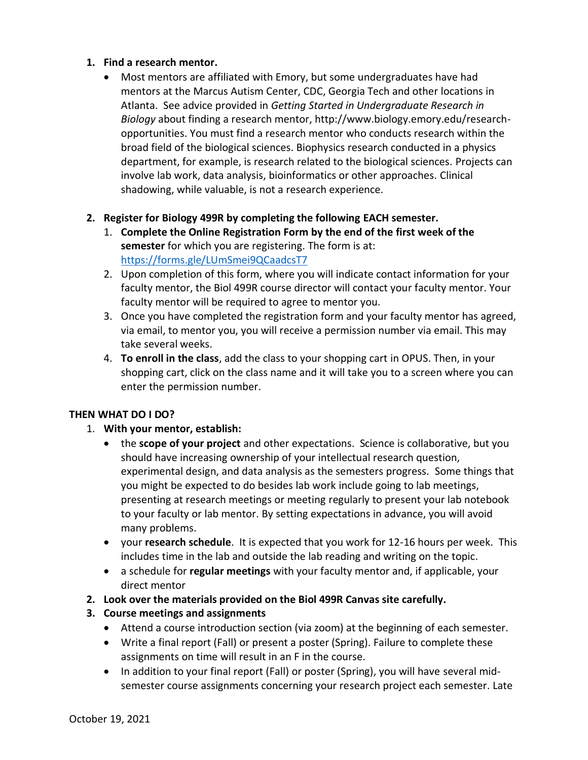1. **Find a research mentor.**
   - Most mentors are affiliated with Emory, but some undergraduates have had mentors at the Marcus Autism Center, CDC, Georgia Tech and other locations in Atlanta. See advice provided in *Getting Started in Undergraduate Research in Biology* about finding a research mentor, http://www.biology.emory.edu/research-opportunities. You must find a research mentor who conducts research within the broad field of the biological sciences. Biophysics research conducted in a physics department, for example, is research related to the biological sciences. Projects can involve lab work, data analysis, bioinformatics or other approaches. Clinical shadowing, while valuable, is not a research experience.

2. **Register for Biology 499R by completing the following EACH semester.**
   1. **Complete the Online Registration Form by the end of the first week of the semester** for which you are registering. The form is at: [https://forms.gle/LUmSmei9QCaadcsT7](https://forms.gle/LUmSmei9QCaadcsT7)
   2. Upon completion of this form, where you will indicate contact information for your faculty mentor, the Biol 499R course director will contact your faculty mentor. Your faculty mentor will be required to agree to mentor you.
   3. Once you have completed the registration form and your faculty mentor has agreed, via email, to mentor you, you will receive a permission number via email. This may take several weeks.
   4. **To enroll in the class**, add the class to your shopping cart in OPUS. Then, in your shopping cart, click on the class name and it will take you to a screen where you can enter the permission number.

**THEN WHAT DO I DO?**

1. **With your mentor, establish:**
   - the **scope of your project** and other expectations. Science is collaborative, but you should have increasing ownership of your intellectual research question, experimental design, and data analysis as the semesters progress. Some things that you might be expected to do besides lab work include going to lab meetings, presenting at research meetings or meeting regularly to present your lab notebook to your faculty or lab mentor. By setting expectations in advance, you will avoid many problems.
   - your **research schedule**. It is expected that you work for 12-16 hours per week. This includes time in the lab and outside the lab reading and writing on the topic.
   - a schedule for **regular meetings** with your faculty mentor and, if applicable, your direct mentor
2. **Look over the materials provided on the Biol 499R Canvas site carefully.**
3. **Course meetings and assignments**
   - Attend a course introduction section (via zoom) at the beginning of each semester.
   - Write a final report (Fall) or present a poster (Spring). Failure to complete these assignments on time will result in an F in the course.
   - In addition to your final report (Fall) or poster (Spring), you will have several mid-semester course assignments concerning your research project each semester. Late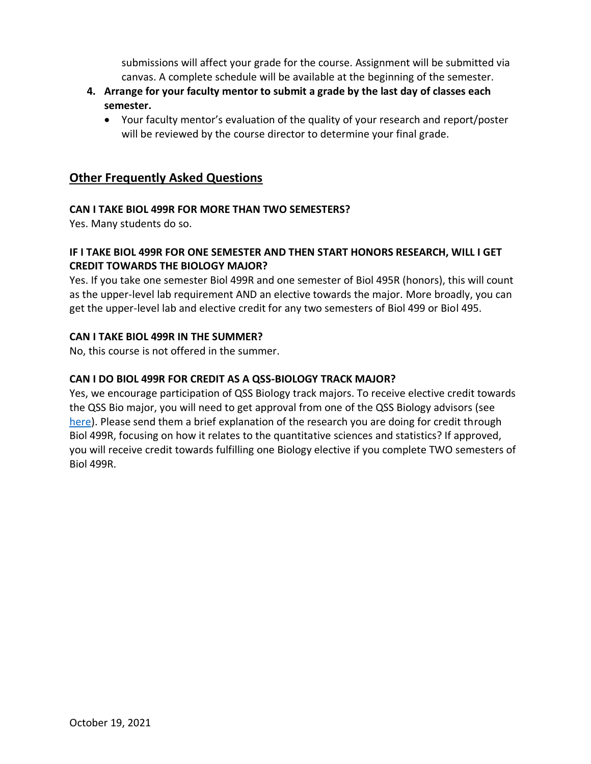submissions will affect your grade for the course. Assignment will be submitted via canvas. A complete schedule will be available at the beginning of the semester.

4. **Arrange for your faculty mentor to submit a grade by the last day of classes each semester.**
   - Your faculty mentor's evaluation of the quality of your research and report/poster will be reviewed by the course director to determine your final grade.

## Other Frequently Asked Questions

**CAN I TAKE BIOL 499R FOR MORE THAN TWO SEMESTERS?**

Yes. Many students do so.

**IF I TAKE BIOL 499R FOR ONE SEMESTER AND THEN START HONORS RESEARCH, WILL I GET CREDIT TOWARDS THE BIOLOGY MAJOR?**

Yes. If you take one semester Biol 499R and one semester of Biol 495R (honors), this will count as the upper-level lab requirement AND an elective towards the major. More broadly, you can get the upper-level lab and elective credit for any two semesters of Biol 499 or Biol 495.

**CAN I TAKE BIOL 499R IN THE SUMMER?**

No, this course is not offered in the summer.

**CAN I DO BIOL 499R FOR CREDIT AS A QSS-BIOLOGY TRACK MAJOR?**

Yes, we encourage participation of QSS Biology track majors. To receive elective credit towards the QSS Bio major, you will need to get approval from one of the QSS Biology advisors (see here). Please send them a brief explanation of the research you are doing for credit through Biol 499R, focusing on how it relates to the quantitative sciences and statistics? If approved, you will receive credit towards fulfilling one Biology elective if you complete TWO semesters of Biol 499R.

October 19, 2021